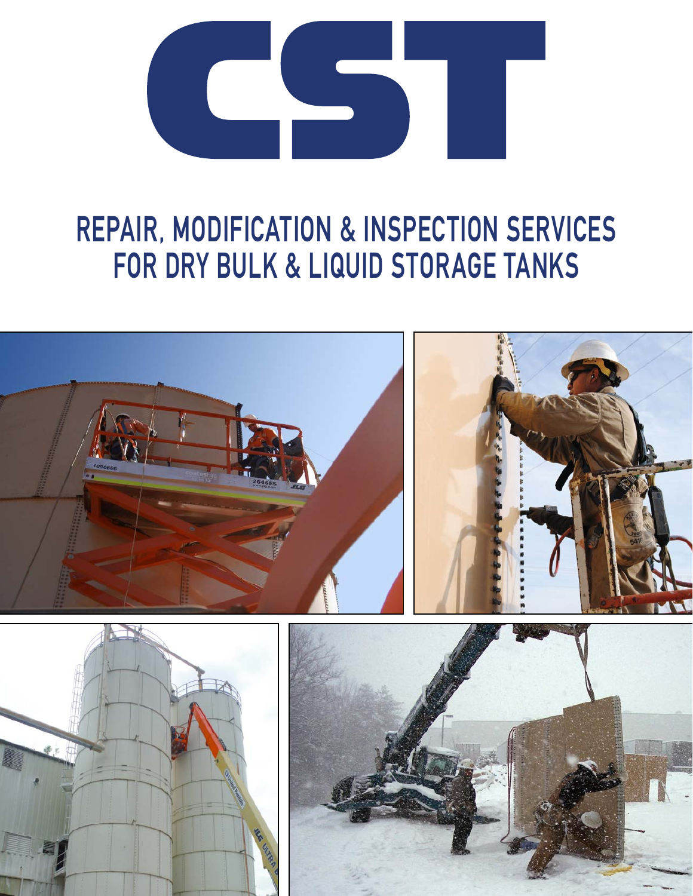# CST

## REPAIR, MODIFICATION & INSPECTION SERVICES FOR DRY BULK & LIQUID STORAGE TANKS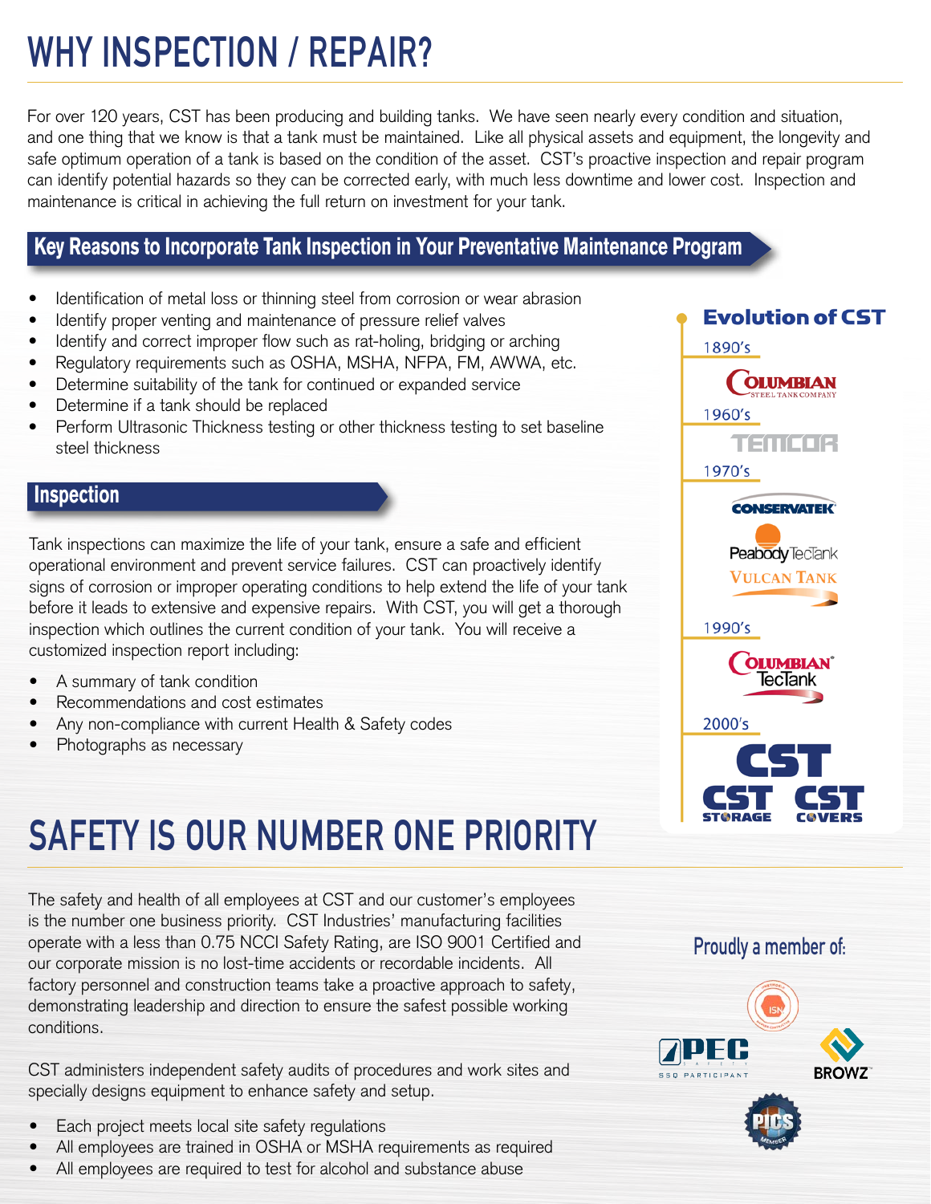# WHY INSPECTION / REPAIR?

For over 120 years, CST has been producing and building tanks. We have seen nearly every condition and situation, and one thing that we know is that a tank must be maintained. Like all physical assets and equipment, the longevity and safe optimum operation of a tank is based on the condition of the asset. CST's proactive inspection and repair program can identify potential hazards so they can be corrected early, with much less downtime and lower cost. Inspection and maintenance is critical in achieving the full return on investment for your tank.

## Key Reasons to Incorporate Tank Inspection in Your Preventative Maintenance Program

- Identification of metal loss or thinning steel from corrosion or wear abrasion
- Identify proper venting and maintenance of pressure relief valves
- Identify and correct improper flow such as rat-holing, bridging or arching
- Regulatory requirements such as OSHA, MSHA, NFPA, FM, AWWA, etc.
- Determine suitability of the tank for continued or expanded service
- Determine if a tank should be replaced
- Perform Ultrasonic Thickness testing or other thickness testing to set baseline steel thickness

## Inspection

Tank inspections can maximize the life of your tank, ensure a safe and efficient operational environment and prevent service failures. CST can proactively identify signs of corrosion or improper operating conditions to help extend the life of your tank before it leads to extensive and expensive repairs. With CST, you will get a thorough inspection which outlines the current condition of your tank. You will receive a customized inspection report including:

- A summary of tank condition
- Recommendations and cost estimates
- Any non-compliance with current Health & Safety codes
- Photographs as necessary

### Evolution of CST

- 1890's – Columbian Steel Tank Company
- 1960's – Temcor
- 1970's – Conservatek, Peabody TecTank, Vulcan Tank
- 1990's – Columbian TecTank
- 2000's – CST, CST Storage, CST Covers

# SAFETY IS OUR NUMBER ONE PRIORITY

The safety and health of all employees at CST and our customer's employees is the number one business priority. CST Industries' manufacturing facilities operate with a less than 0.75 NCCI Safety Rating, are ISO 9001 Certified and our corporate mission is no lost-time accidents or recordable incidents. All factory personnel and construction teams take a proactive approach to safety, demonstrating leadership and direction to ensure the safest possible working conditions.

CST administers independent safety audits of procedures and work sites and specially designs equipment to enhance safety and setup.

- Each project meets local site safety regulations
- All employees are trained in OSHA or MSHA requirements as required
- All employees are required to test for alcohol and substance abuse

### Proudly a member of:

ISN, PEC Safety SSQ Participant, BROWZ, PICS Member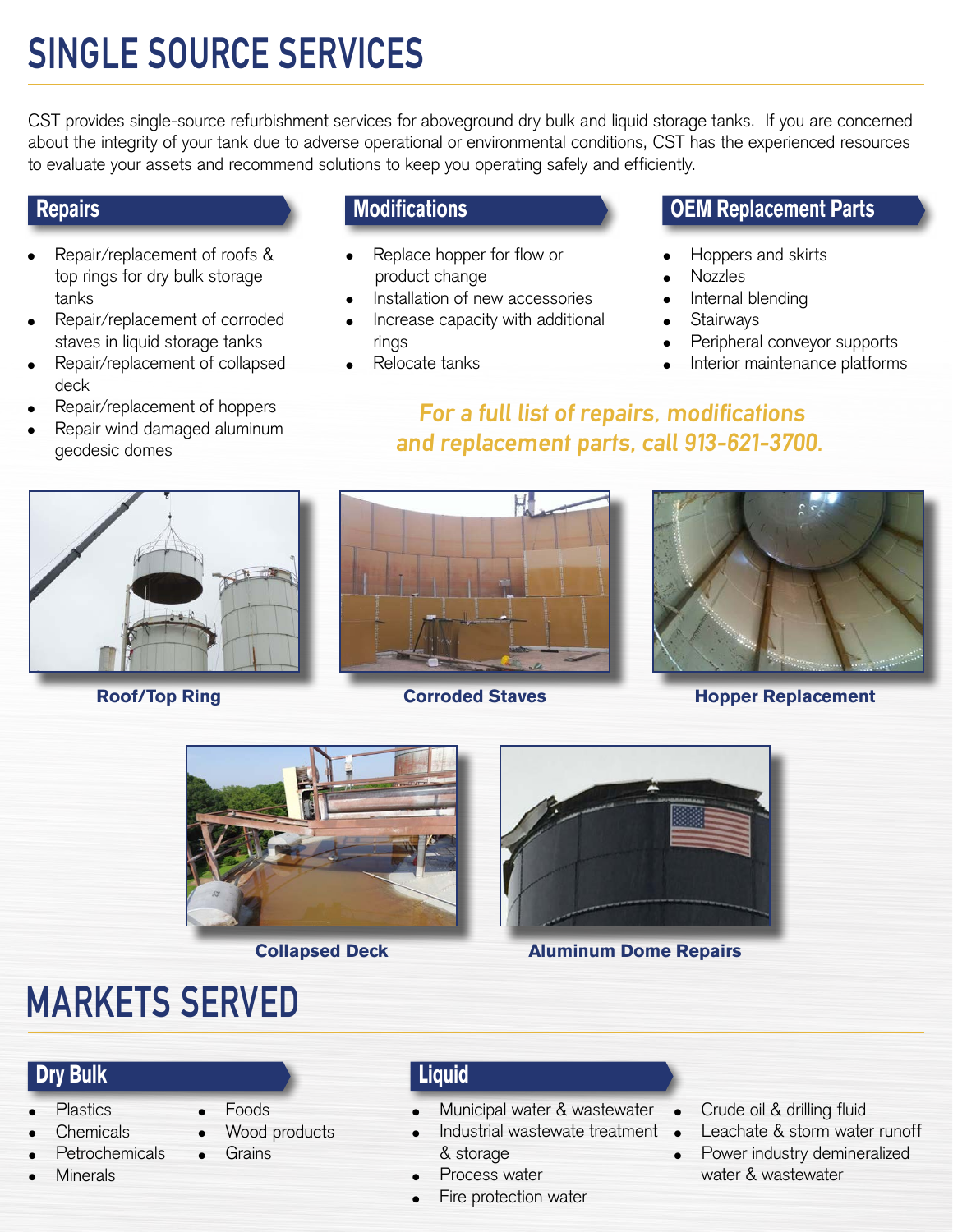# SINGLE SOURCE SERVICES

CST provides single-source refurbishment services for aboveground dry bulk and liquid storage tanks. If you are concerned about the integrity of your tank due to adverse operational or environmental conditions, CST has the experienced resources to evaluate your assets and recommend solutions to keep you operating safely and efficiently.

## Repairs

- Repair/replacement of roofs & top rings for dry bulk storage tanks
- Repair/replacement of corroded staves in liquid storage tanks
- Repair/replacement of collapsed deck
- Repair/replacement of hoppers
- Repair wind damaged aluminum geodesic domes

## Modifications

- Replace hopper for flow or product change
- Installation of new accessories
- Increase capacity with additional rings
- Relocate tanks

## OEM Replacement Parts

- Hoppers and skirts
- Nozzles
- Internal blending
- Stairways
- Peripheral conveyor supports
- Interior maintenance platforms

***For a full list of repairs, modifications and replacement parts, call 913-621-3700.***

**Roof/Top Ring**

**Corroded Staves**

**Hopper Replacement**

**Collapsed Deck**

**Aluminum Dome Repairs**

# MARKETS SERVED

## Dry Bulk

- Plastics
- Chemicals
- Petrochemicals
- Minerals
- Foods
- Wood products
- Grains

## Liquid

- Municipal water & wastewater
- Industrial wastewate treatment & storage
- Process water
- Fire protection water
- Crude oil & drilling fluid
- Leachate & storm water runoff
- Power industry demineralized water & wastewater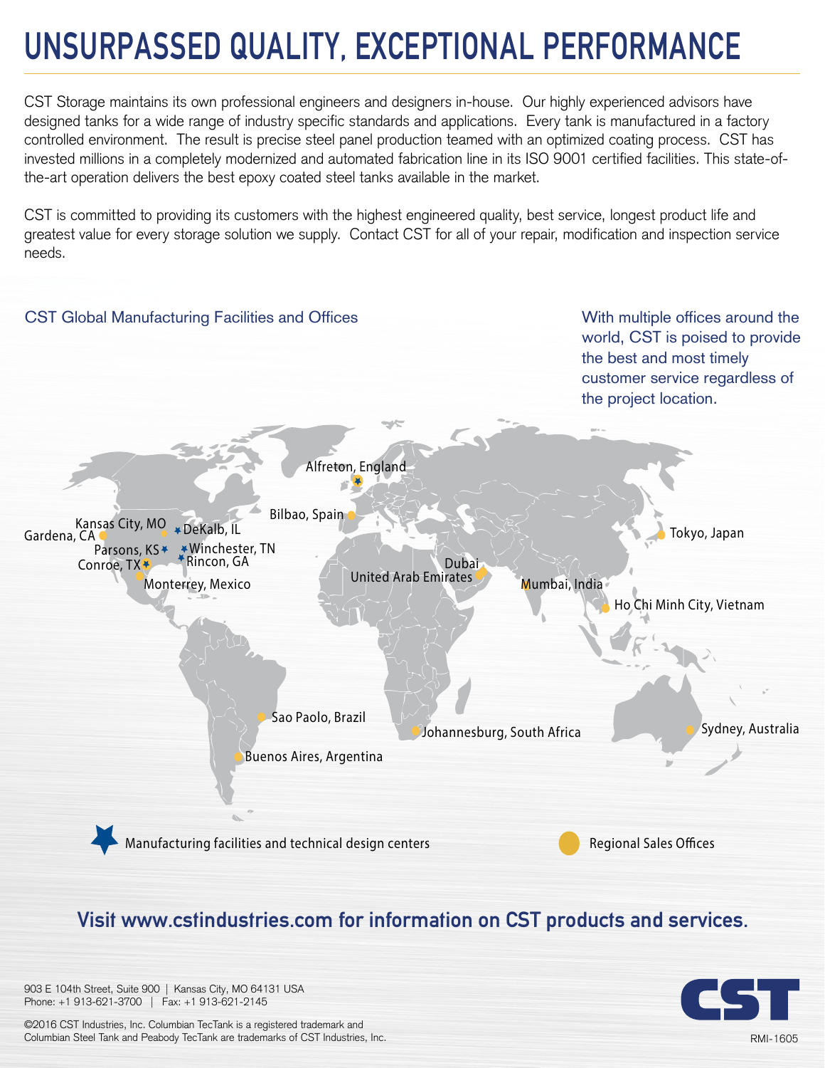# UNSURPASSED QUALITY, EXCEPTIONAL PERFORMANCE

CST Storage maintains its own professional engineers and designers in-house. Our highly experienced advisors have designed tanks for a wide range of industry specific standards and applications. Every tank is manufactured in a factory controlled environment. The result is precise steel panel production teamed with an optimized coating process. CST has invested millions in a completely modernized and automated fabrication line in its ISO 9001 certified facilities. This state-of-the-art operation delivers the best epoxy coated steel tanks available in the market.

CST is committed to providing its customers with the highest engineered quality, best service, longest product life and greatest value for every storage solution we supply. Contact CST for all of your repair, modification and inspection service needs.

## CST Global Manufacturing Facilities and Offices

With multiple offices around the world, CST is poised to provide the best and most timely customer service regardless of the project location.

Alfreton, England
Bilbao, Spain
Kansas City, MO
DeKalb, IL
Gardena, CA
Parsons, KS
Winchester, TN
Rincon, GA
Conroe, TX
Monterrey, Mexico
Dubai
United Arab Emirates
Mumbai, India
Tokyo, Japan
Ho Chi Minh City, Vietnam
Sao Paolo, Brazil
Johannesburg, South Africa
Sydney, Australia
Buenos Aires, Argentina

Manufacturing facilities and technical design centers

Regional Sales Offices

**Visit www.cstindustries.com for information on CST products and services.**

903 E 104th Street, Suite 900 | Kansas City, MO 64131 USA
Phone: +1 913-621-3700 | Fax: +1 913-621-2145

©2016 CST Industries, Inc. Columbian TecTank is a registered trademark and Columbian Steel Tank and Peabody TecTank are trademarks of CST Industries, Inc.

CST

RMI-1605